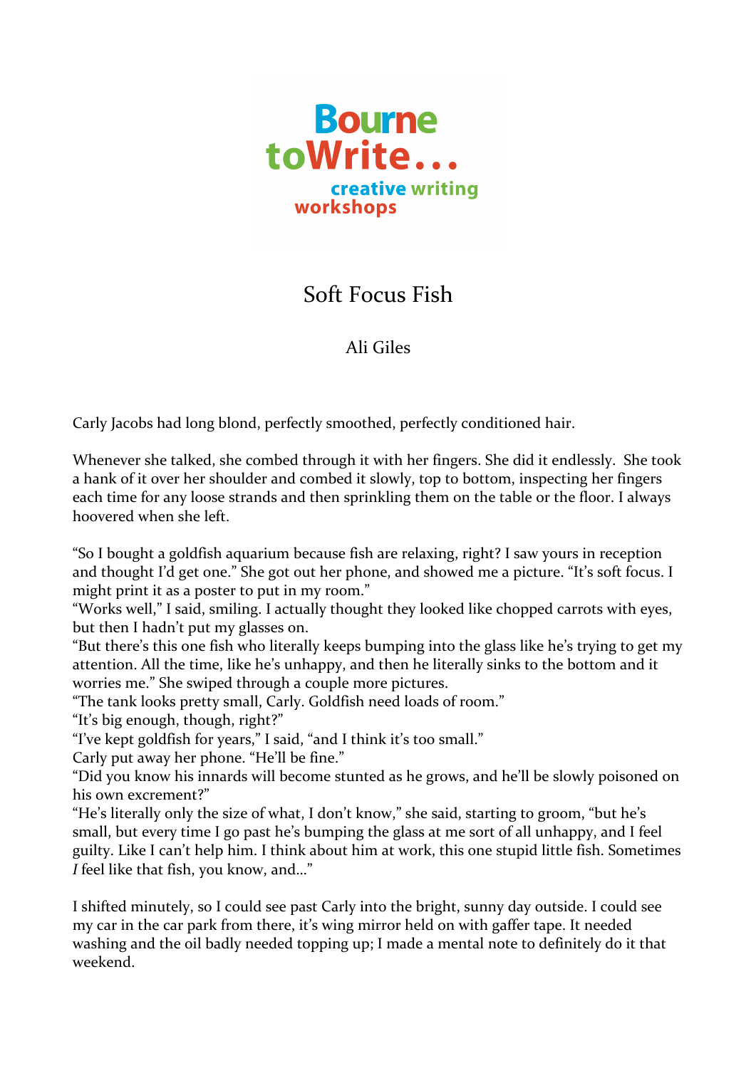Bourne toWrite... creative writing workshops

# Soft Focus Fish

Ali Giles

Carly Jacobs had long blond, perfectly smoothed, perfectly conditioned hair.

Whenever she talked, she combed through it with her fingers. She did it endlessly. She took a hank of it over her shoulder and combed it slowly, top to bottom, inspecting her fingers each time for any loose strands and then sprinkling them on the table or the floor. I always hoovered when she left.

"So I bought a goldfish aquarium because fish are relaxing, right? I saw yours in reception and thought I'd get one." She got out her phone, and showed me a picture. "It's soft focus. I might print it as a poster to put in my room."

"Works well," I said, smiling. I actually thought they looked like chopped carrots with eyes, but then I hadn't put my glasses on.

"But there's this one fish who literally keeps bumping into the glass like he's trying to get my attention. All the time, like he's unhappy, and then he literally sinks to the bottom and it worries me." She swiped through a couple more pictures.

"The tank looks pretty small, Carly. Goldfish need loads of room."

"It's big enough, though, right?"

"I've kept goldfish for years," I said, "and I think it's too small."

Carly put away her phone. "He'll be fine."

"Did you know his innards will become stunted as he grows, and he'll be slowly poisoned on his own excrement?"

"He's literally only the size of what, I don't know," she said, starting to groom, "but he's small, but every time I go past he's bumping the glass at me sort of all unhappy, and I feel guilty. Like I can't help him. I think about him at work, this one stupid little fish. Sometimes *I* feel like that fish, you know, and..."

I shifted minutely, so I could see past Carly into the bright, sunny day outside. I could see my car in the car park from there, it's wing mirror held on with gaffer tape. It needed washing and the oil badly needed topping up; I made a mental note to definitely do it that weekend.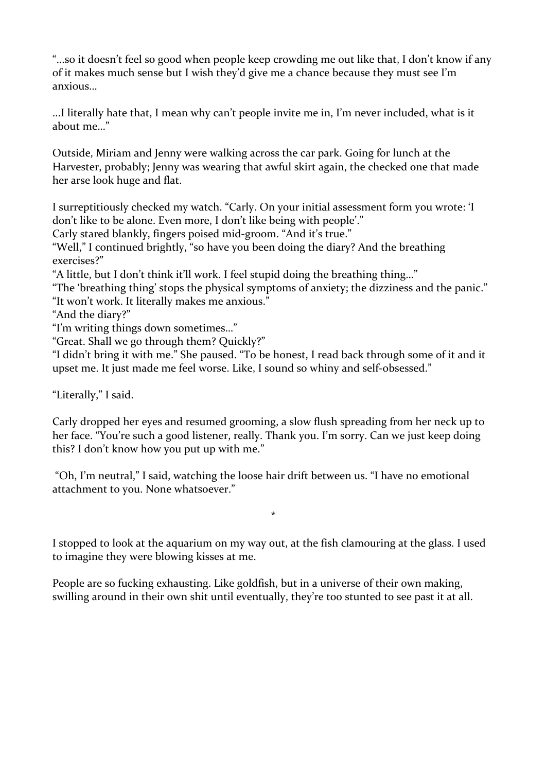"…so it doesn't feel so good when people keep crowding me out like that, I don't know if any of it makes much sense but I wish they'd give me a chance because they must see I'm anxious…

…I literally hate that, I mean why can't people invite me in, I'm never included, what is it about me…"

Outside, Miriam and Jenny were walking across the car park. Going for lunch at the Harvester, probably; Jenny was wearing that awful skirt again, the checked one that made her arse look huge and flat.

I surreptitiously checked my watch. "Carly. On your initial assessment form you wrote: 'I don't like to be alone. Even more, I don't like being with people'."
Carly stared blankly, fingers poised mid-groom. "And it's true."
"Well," I continued brightly, "so have you been doing the diary? And the breathing exercises?"
"A little, but I don't think it'll work. I feel stupid doing the breathing thing…"
"The 'breathing thing' stops the physical symptoms of anxiety; the dizziness and the panic."
"It won't work. It literally makes me anxious."
"And the diary?"
"I'm writing things down sometimes…"
"Great. Shall we go through them? Quickly?"
"I didn't bring it with me." She paused. "To be honest, I read back through some of it and it upset me. It just made me feel worse. Like, I sound so whiny and self-obsessed."

"Literally," I said.

Carly dropped her eyes and resumed grooming, a slow flush spreading from her neck up to her face. "You're such a good listener, really. Thank you. I'm sorry. Can we just keep doing this? I don't know how you put up with me."

"Oh, I'm neutral," I said, watching the loose hair drift between us. "I have no emotional attachment to you. None whatsoever."

*

I stopped to look at the aquarium on my way out, at the fish clamouring at the glass. I used to imagine they were blowing kisses at me.

People are so fucking exhausting. Like goldfish, but in a universe of their own making, swilling around in their own shit until eventually, they're too stunted to see past it at all.